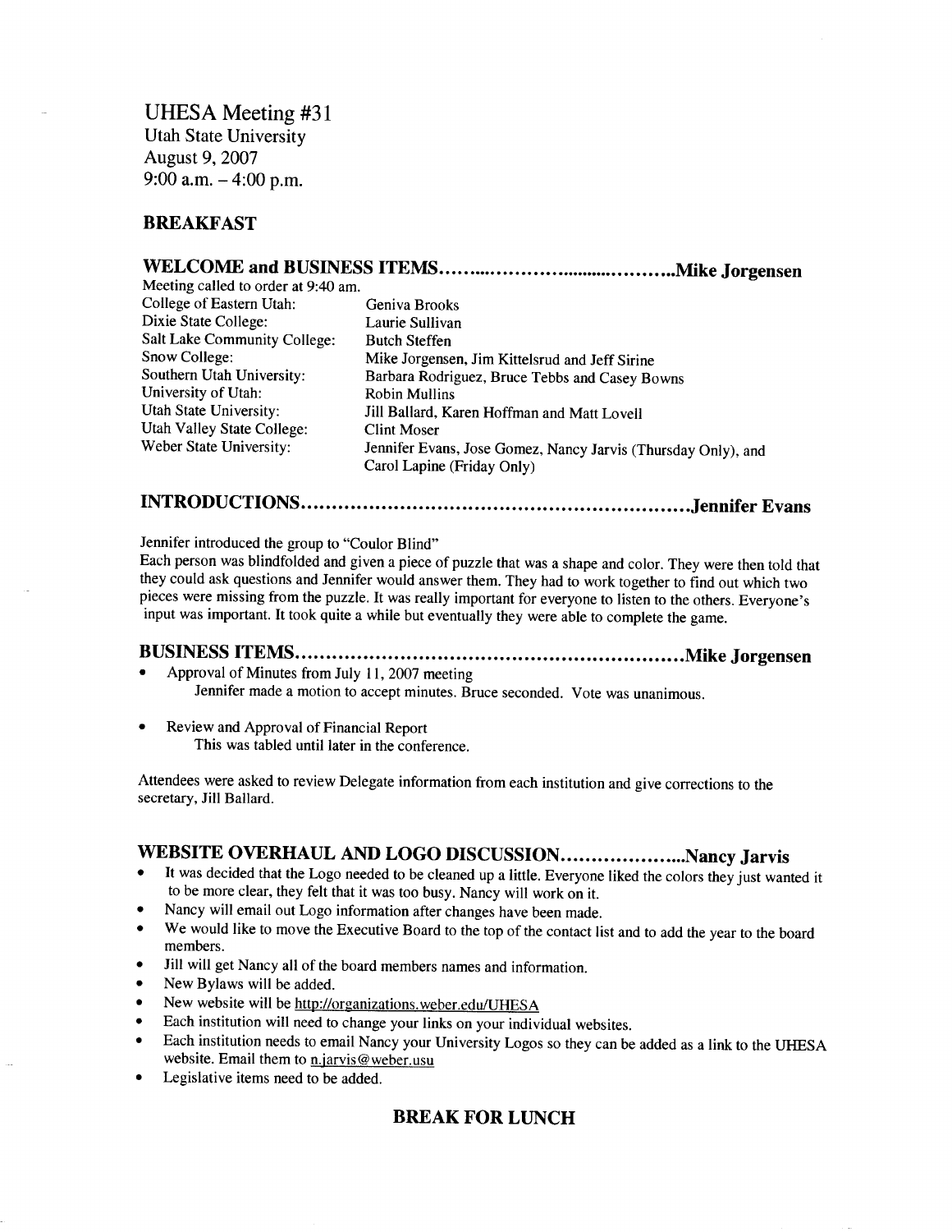UHESA Meeting #31
Utah State University
August 9, 2007
9:00 a.m. – 4:00 p.m.

## BREAKFAST

## WELCOME and BUSINESS ITEMS……………………………………Mike Jorgensen

Meeting called to order at 9:40 am.

| | |
|---|---|
| College of Eastern Utah: | Geniva Brooks |
| Dixie State College: | Laurie Sullivan |
| Salt Lake Community College: | Butch Steffen |
| Snow College: | Mike Jorgensen, Jim Kittelsrud and Jeff Sirine |
| Southern Utah University: | Barbara Rodriguez, Bruce Tebbs and Casey Bowns |
| University of Utah: | Robin Mullins |
| Utah State University: | Jill Ballard, Karen Hoffman and Matt Lovell |
| Utah Valley State College: | Clint Moser |
| Weber State University: | Jennifer Evans, Jose Gomez, Nancy Jarvis (Thursday Only), and Carol Lapine (Friday Only) |

## INTRODUCTIONS…………………………………………………………Jennifer Evans

Jennifer introduced the group to "Coulor Blind"
Each person was blindfolded and given a piece of puzzle that was a shape and color. They were then told that they could ask questions and Jennifer would answer them. They had to work together to find out which two pieces were missing from the puzzle. It was really important for everyone to listen to the others. Everyone's input was important. It took quite a while but eventually they were able to complete the game.

## BUSINESS ITEMS…………………………………………………………Mike Jorgensen

- Approval of Minutes from July 11, 2007 meeting
  Jennifer made a motion to accept minutes. Bruce seconded. Vote was unanimous.

- Review and Approval of Financial Report
  This was tabled until later in the conference.

Attendees were asked to review Delegate information from each institution and give corrections to the secretary, Jill Ballard.

## WEBSITE OVERHAUL AND LOGO DISCUSSION…………………Nancy Jarvis

- It was decided that the Logo needed to be cleaned up a little. Everyone liked the colors they just wanted it to be more clear, they felt that it was too busy. Nancy will work on it.
- Nancy will email out Logo information after changes have been made.
- We would like to move the Executive Board to the top of the contact list and to add the year to the board members.
- Jill will get Nancy all of the board members names and information.
- New Bylaws will be added.
- New website will be http://organizations.weber.edu/UHESA
- Each institution will need to change your links on your individual websites.
- Each institution needs to email Nancy your University Logos so they can be added as a link to the UHESA website. Email them to n.jarvis@weber.usu
- Legislative items need to be added.

## BREAK FOR LUNCH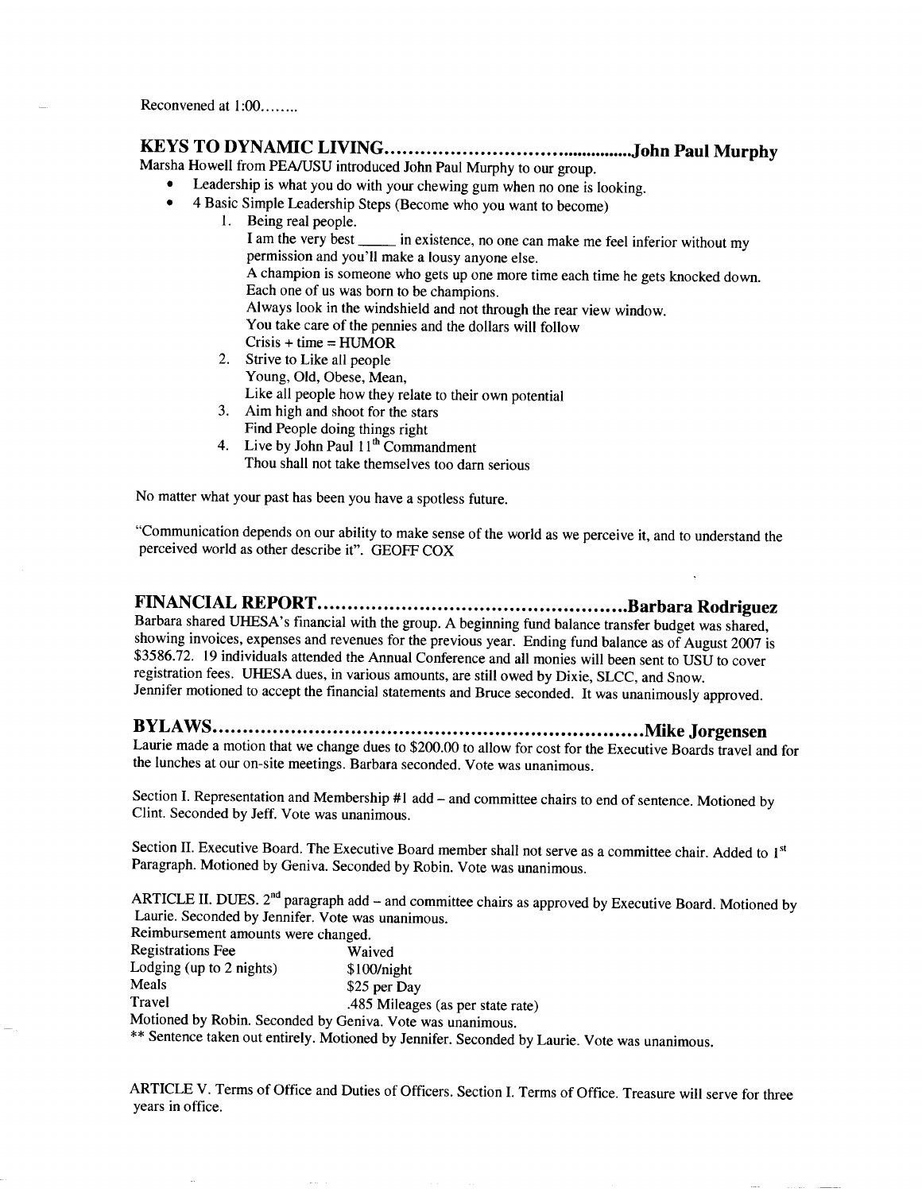Reconvened at 1:00........

## KEYS TO DYNAMIC LIVING..........................................John Paul Murphy

Marsha Howell from PEA/USU introduced John Paul Murphy to our group.

- Leadership is what you do with your chewing gum when no one is looking.
- 4 Basic Simple Leadership Steps (Become who you want to become)
  1. Being real people.
     I am the very best _____ in existence, no one can make me feel inferior without my permission and you'll make a lousy anyone else.
     A champion is someone who gets up one more time each time he gets knocked down. Each one of us was born to be champions.
     Always look in the windshield and not through the rear view window.
     You take care of the pennies and the dollars will follow
     Crisis + time = HUMOR
  2. Strive to Like all people
     Young, Old, Obese, Mean,
     Like all people how they relate to their own potential
  3. Aim high and shoot for the stars
     Find People doing things right
  4. Live by John Paul 11th Commandment
     Thou shall not take themselves too darn serious

No matter what your past has been you have a spotless future.

"Communication depends on our ability to make sense of the world as we perceive it, and to understand the perceived world as other describe it". GEOFF COX

## FINANCIAL REPORT................................................Barbara Rodriguez

Barbara shared UHESA's financial with the group. A beginning fund balance transfer budget was shared, showing invoices, expenses and revenues for the previous year. Ending fund balance as of August 2007 is $3586.72. 19 individuals attended the Annual Conference and all monies will been sent to USU to cover registration fees. UHESA dues, in various amounts, are still owed by Dixie, SLCC, and Snow. Jennifer motioned to accept the financial statements and Bruce seconded. It was unanimously approved.

## BYLAWS.................................................................Mike Jorgensen

Laurie made a motion that we change dues to $200.00 to allow for cost for the Executive Boards travel and for the lunches at our on-site meetings. Barbara seconded. Vote was unanimous.

Section I. Representation and Membership #1 add – and committee chairs to end of sentence. Motioned by Clint. Seconded by Jeff. Vote was unanimous.

Section II. Executive Board. The Executive Board member shall not serve as a committee chair. Added to 1st Paragraph. Motioned by Geniva. Seconded by Robin. Vote was unanimous.

ARTICLE II. DUES. 2nd paragraph add – and committee chairs as approved by Executive Board. Motioned by Laurie. Seconded by Jennifer. Vote was unanimous.

Reimbursement amounts were changed.

| | |
|---|---|
| Registrations Fee | Waived |
| Lodging (up to 2 nights) | $100/night |
| Meals | $25 per Day |
| Travel | .485 Mileages (as per state rate) |

Motioned by Robin. Seconded by Geniva. Vote was unanimous.

** Sentence taken out entirely. Motioned by Jennifer. Seconded by Laurie. Vote was unanimous.

ARTICLE V. Terms of Office and Duties of Officers. Section I. Terms of Office. Treasure will serve for three years in office.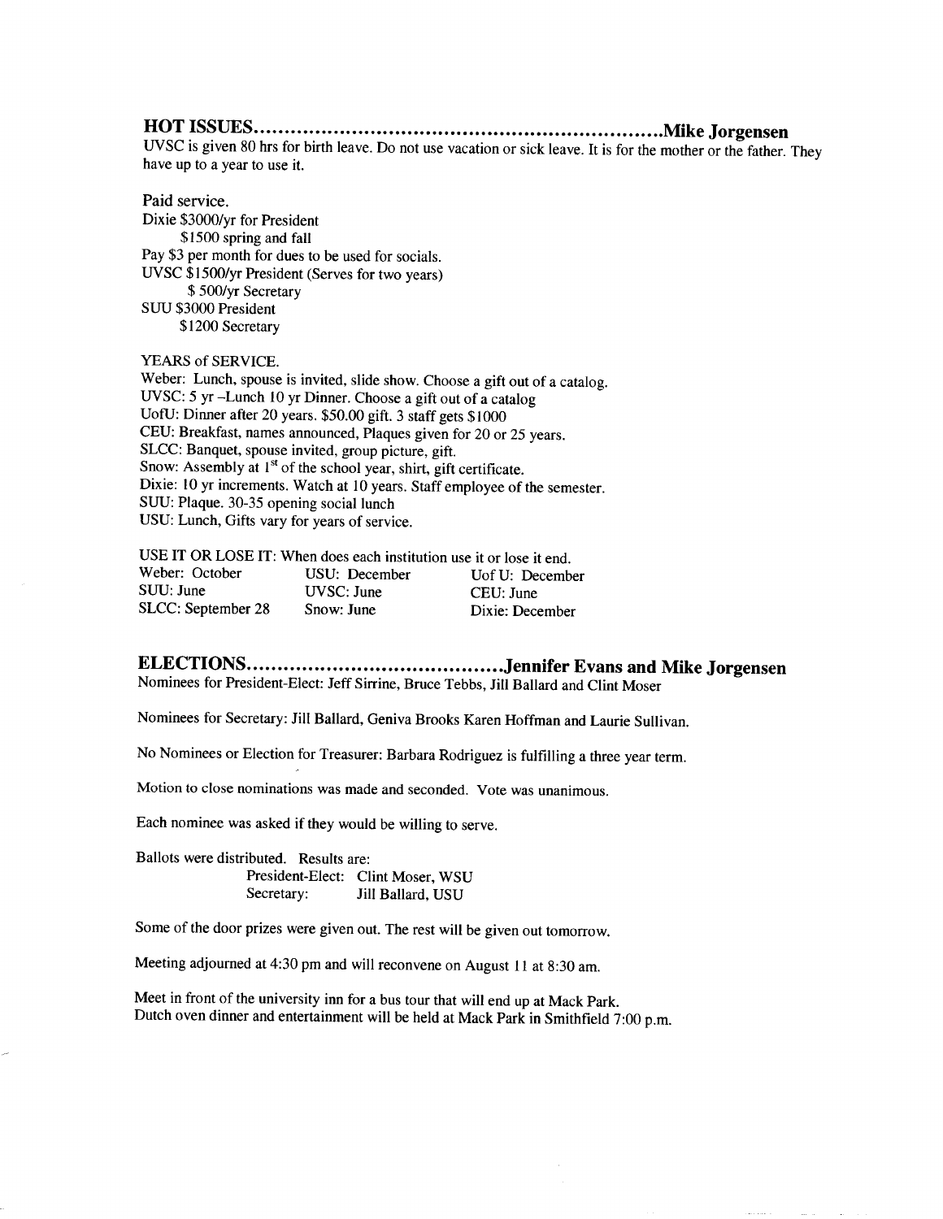## HOT ISSUES.................................................................Mike Jorgensen

UVSC is given 80 hrs for birth leave. Do not use vacation or sick leave. It is for the mother or the father. They have up to a year to use it.

Paid service.
Dixie $3000/yr for President
 $1500 spring and fall
Pay $3 per month for dues to be used for socials.
UVSC $1500/yr President (Serves for two years)
 $ 500/yr Secretary
SUU $3000 President
 $1200 Secretary

YEARS of SERVICE.
Weber: Lunch, spouse is invited, slide show. Choose a gift out of a catalog.
UVSC: 5 yr –Lunch 10 yr Dinner. Choose a gift out of a catalog
UofU: Dinner after 20 years. $50.00 gift. 3 staff gets $1000
CEU: Breakfast, names announced, Plaques given for 20 or 25 years.
SLCC: Banquet, spouse invited, group picture, gift.
Snow: Assembly at 1st of the school year, shirt, gift certificate.
Dixie: 10 yr increments. Watch at 10 years. Staff employee of the semester.
SUU: Plaque. 30-35 opening social lunch
USU: Lunch, Gifts vary for years of service.

USE IT OR LOSE IT: When does each institution use it or lose it end.

| | | |
|---|---|---|
| Weber: October | USU: December | Uof U: December |
| SUU: June | UVSC: June | CEU: June |
| SLCC: September 28 | Snow: June | Dixie: December |

## ELECTIONS.........................................Jennifer Evans and Mike Jorgensen

Nominees for President-Elect: Jeff Sirrine, Bruce Tebbs, Jill Ballard and Clint Moser

Nominees for Secretary: Jill Ballard, Geniva Brooks Karen Hoffman and Laurie Sullivan.

No Nominees or Election for Treasurer: Barbara Rodriguez is fulfilling a three year term.

Motion to close nominations was made and seconded. Vote was unanimous.

Each nominee was asked if they would be willing to serve.

Ballots were distributed. Results are:
 President-Elect: Clint Moser, WSU
 Secretary: Jill Ballard, USU

Some of the door prizes were given out. The rest will be given out tomorrow.

Meeting adjourned at 4:30 pm and will reconvene on August 11 at 8:30 am.

Meet in front of the university inn for a bus tour that will end up at Mack Park.
Dutch oven dinner and entertainment will be held at Mack Park in Smithfield 7:00 p.m.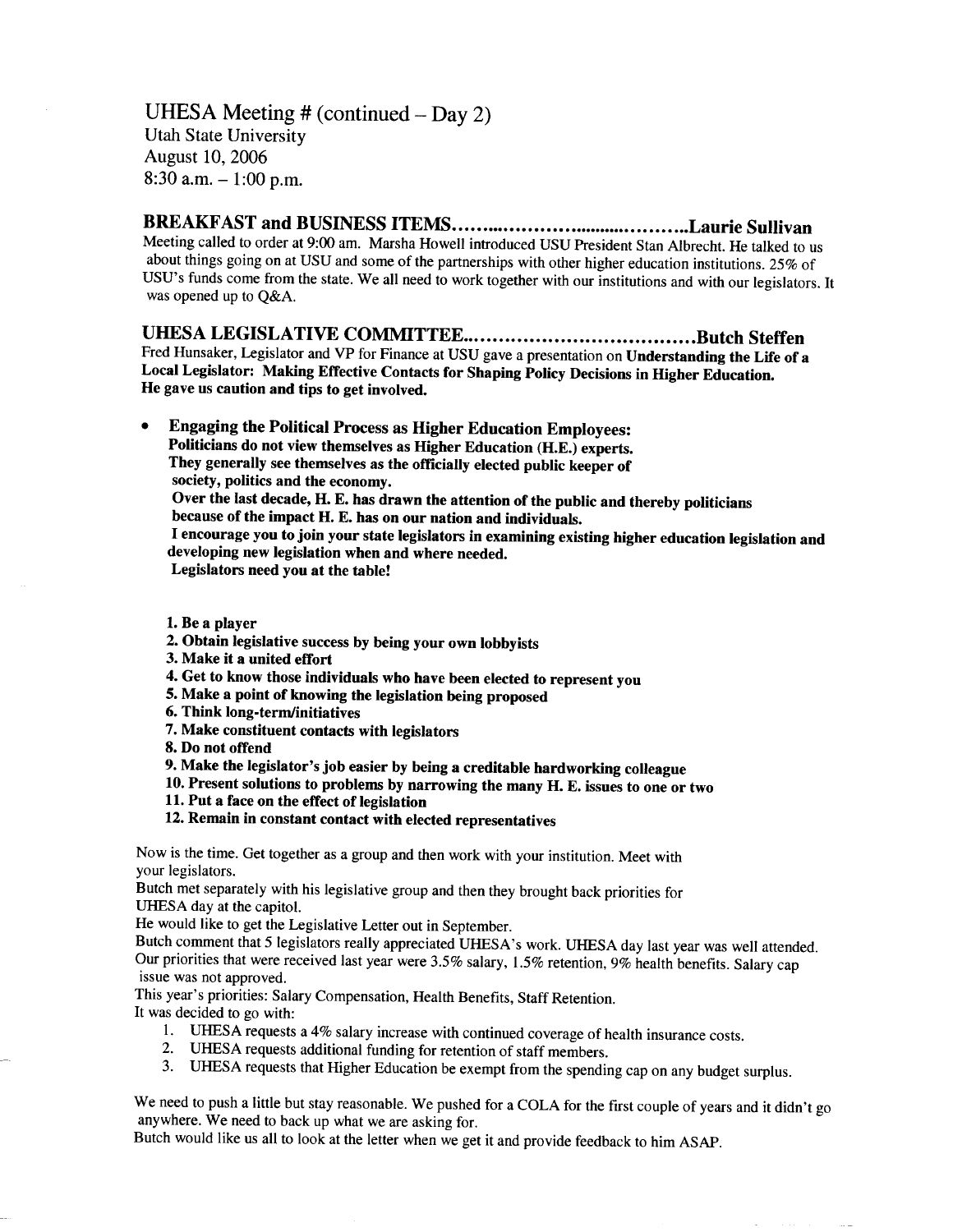# UHESA Meeting # (continued – Day 2)

Utah State University
August 10, 2006
8:30 a.m. – 1:00 p.m.

## BREAKFAST and BUSINESS ITEMS……………………………………Laurie Sullivan

Meeting called to order at 9:00 am. Marsha Howell introduced USU President Stan Albrecht. He talked to us about things going on at USU and some of the partnerships with other higher education institutions. 25% of USU's funds come from the state. We all need to work together with our institutions and with our legislators. It was opened up to Q&A.

## UHESA LEGISLATIVE COMMITTEE………………………………Butch Steffen

Fred Hunsaker, Legislator and VP for Finance at USU gave a presentation on **Understanding the Life of a Local Legislator: Making Effective Contacts for Shaping Policy Decisions in Higher Education. He gave us caution and tips to get involved.**

- **Engaging the Political Process as Higher Education Employees:**
  **Politicians do not view themselves as Higher Education (H.E.) experts.**
  **They generally see themselves as the officially elected public keeper of society, politics and the economy.**
  **Over the last decade, H. E. has drawn the attention of the public and thereby politicians because of the impact H. E. has on our nation and individuals.**
  **I encourage you to join your state legislators in examining existing higher education legislation and developing new legislation when and where needed.**
  **Legislators need you at the table!**

**1. Be a player**
**2. Obtain legislative success by being your own lobbyists**
**3. Make it a united effort**
**4. Get to know those individuals who have been elected to represent you**
**5. Make a point of knowing the legislation being proposed**
**6. Think long-term/initiatives**
**7. Make constituent contacts with legislators**
**8. Do not offend**
**9. Make the legislator's job easier by being a creditable hardworking colleague**
**10. Present solutions to problems by narrowing the many H. E. issues to one or two**
**11. Put a face on the effect of legislation**
**12. Remain in constant contact with elected representatives**

Now is the time. Get together as a group and then work with your institution. Meet with your legislators.
Butch met separately with his legislative group and then they brought back priorities for UHESA day at the capitol.
He would like to get the Legislative Letter out in September.
Butch comment that 5 legislators really appreciated UHESA's work. UHESA day last year was well attended. Our priorities that were received last year were 3.5% salary, 1.5% retention, 9% health benefits. Salary cap issue was not approved.
This year's priorities: Salary Compensation, Health Benefits, Staff Retention.
It was decided to go with:

1. UHESA requests a 4% salary increase with continued coverage of health insurance costs.
2. UHESA requests additional funding for retention of staff members.
3. UHESA requests that Higher Education be exempt from the spending cap on any budget surplus.

We need to push a little but stay reasonable. We pushed for a COLA for the first couple of years and it didn't go anywhere. We need to back up what we are asking for.
Butch would like us all to look at the letter when we get it and provide feedback to him ASAP.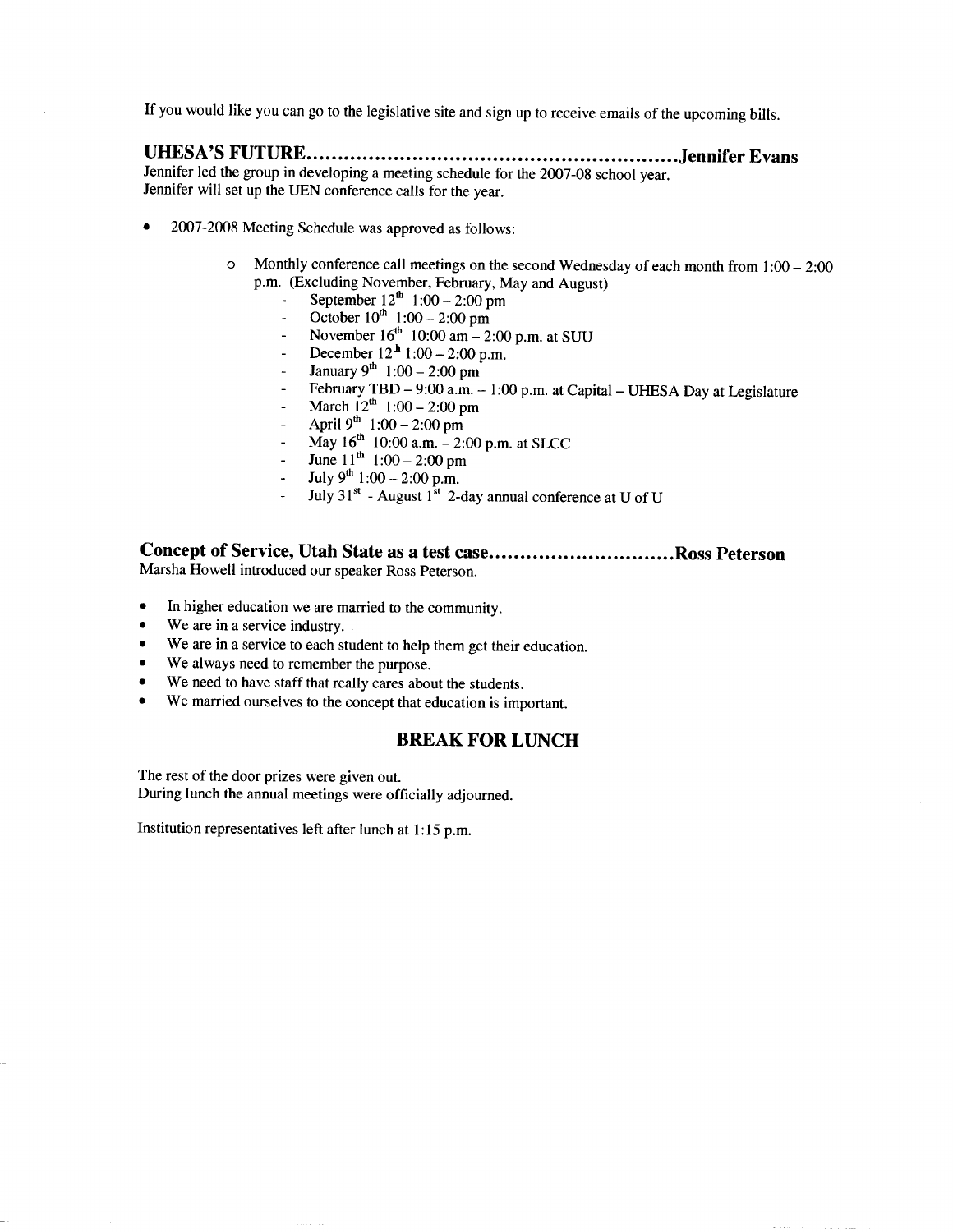If you would like you can go to the legislative site and sign up to receive emails of the upcoming bills.

## UHESA'S FUTURE.........................................................Jennifer Evans

Jennifer led the group in developing a meeting schedule for the 2007-08 school year.
Jennifer will set up the UEN conference calls for the year.

- 2007-2008 Meeting Schedule was approved as follows:
  - Monthly conference call meetings on the second Wednesday of each month from 1:00 – 2:00 p.m. (Excluding November, February, May and August)
    - September 12th 1:00 – 2:00 pm
    - October 10th 1:00 – 2:00 pm
    - November 16th 10:00 am – 2:00 p.m. at SUU
    - December 12th 1:00 – 2:00 p.m.
    - January 9th 1:00 – 2:00 pm
    - February TBD – 9:00 a.m. – 1:00 p.m. at Capital – UHESA Day at Legislature
    - March 12th 1:00 – 2:00 pm
    - April 9th 1:00 – 2:00 pm
    - May 16th 10:00 a.m. – 2:00 p.m. at SLCC
    - June 11th 1:00 – 2:00 pm
    - July 9th 1:00 – 2:00 p.m.
    - July 31st - August 1st 2-day annual conference at U of U

## Concept of Service, Utah State as a test case.............................Ross Peterson

Marsha Howell introduced our speaker Ross Peterson.

- In higher education we are married to the community.
- We are in a service industry.
- We are in a service to each student to help them get their education.
- We always need to remember the purpose.
- We need to have staff that really cares about the students.
- We married ourselves to the concept that education is important.

## BREAK FOR LUNCH

The rest of the door prizes were given out.
During lunch the annual meetings were officially adjourned.

Institution representatives left after lunch at 1:15 p.m.